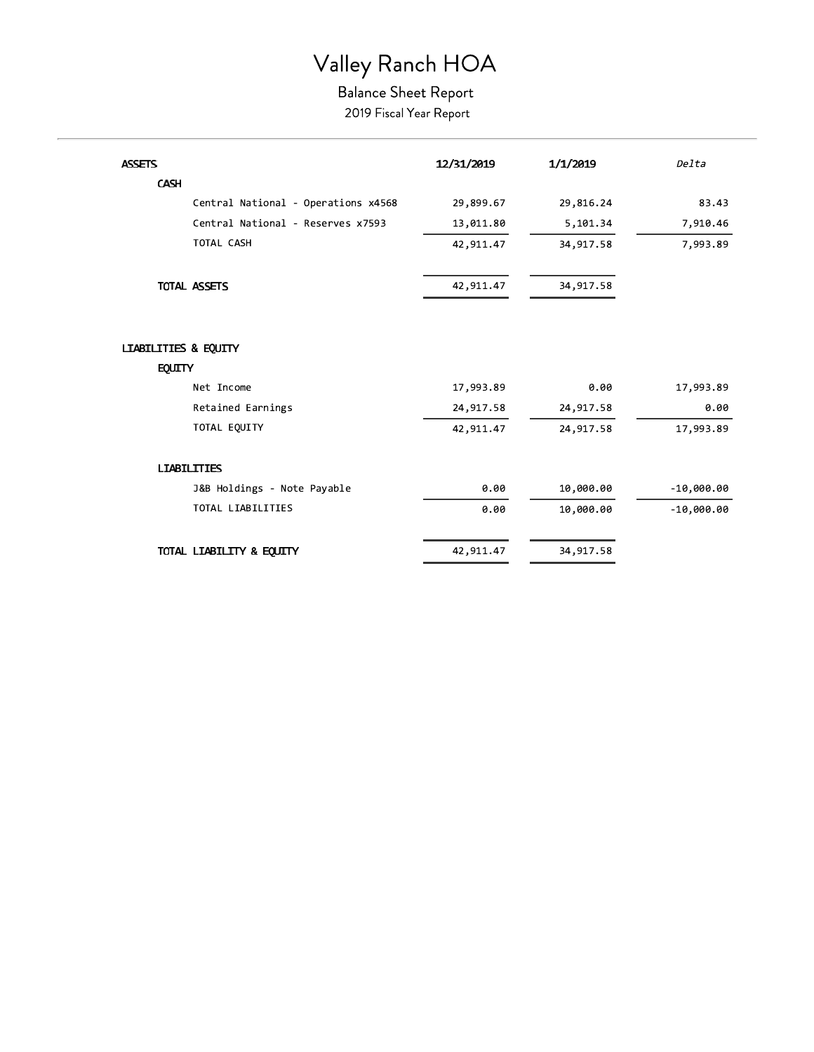# Valley Ranch HOA

## Balance Sheet Report

2019 Fiscal Year Report

| ASSETS | 12/31/2019 | 1/1/2019 | *Delta* |
|---|---|---|---|
| **CASH** | | | |
| Central National - Operations x4568 | 29,899.67 | 29,816.24 | 83.43 |
| Central National - Reserves x7593 | 13,011.80 | 5,101.34 | 7,910.46 |
| TOTAL CASH | 42,911.47 | 34,917.58 | 7,993.89 |
| **TOTAL ASSETS** | 42,911.47 | 34,917.58 | |
| | | | |
| **LIABILITIES & EQUITY** | | | |
| **EQUITY** | | | |
| Net Income | 17,993.89 | 0.00 | 17,993.89 |
| Retained Earnings | 24,917.58 | 24,917.58 | 0.00 |
| TOTAL EQUITY | 42,911.47 | 24,917.58 | 17,993.89 |
| **LIABILITIES** | | | |
| J&B Holdings - Note Payable | 0.00 | 10,000.00 | -10,000.00 |
| TOTAL LIABILITIES | 0.00 | 10,000.00 | -10,000.00 |
| **TOTAL LIABILITY & EQUITY** | 42,911.47 | 34,917.58 | |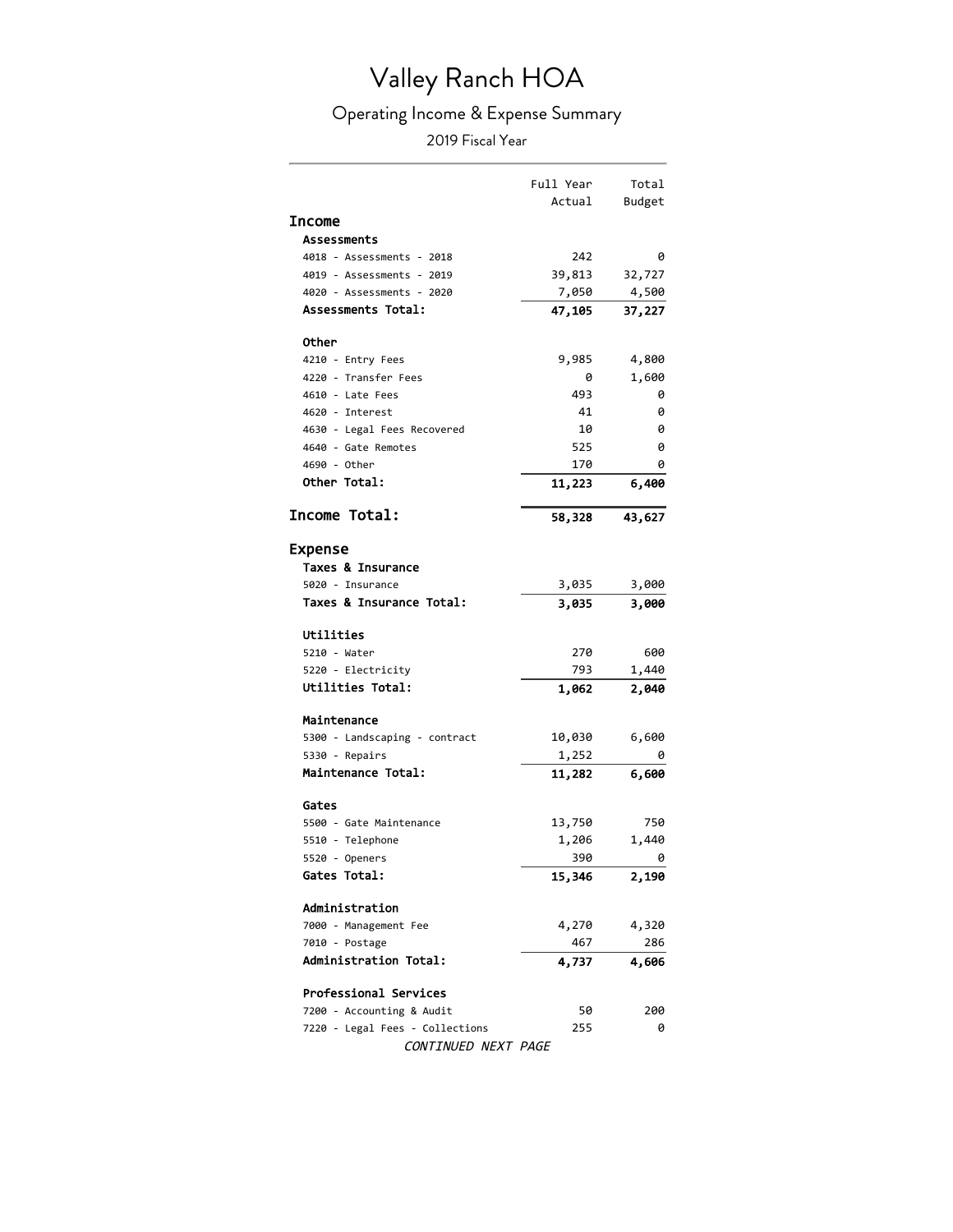# Valley Ranch HOA

## Operating Income & Expense Summary

2019 Fiscal Year

| | Full Year Actual | Total Budget |
|---|---|---|
| **Income** | | |
| **Assessments** | | |
| 4018 - Assessments - 2018 | 242 | 0 |
| 4019 - Assessments - 2019 | 39,813 | 32,727 |
| 4020 - Assessments - 2020 | 7,050 | 4,500 |
| **Assessments Total:** | **47,105** | **37,227** |
| **Other** | | |
| 4210 - Entry Fees | 9,985 | 4,800 |
| 4220 - Transfer Fees | 0 | 1,600 |
| 4610 - Late Fees | 493 | 0 |
| 4620 - Interest | 41 | 0 |
| 4630 - Legal Fees Recovered | 10 | 0 |
| 4640 - Gate Remotes | 525 | 0 |
| 4690 - Other | 170 | 0 |
| **Other Total:** | **11,223** | **6,400** |
| **Income Total:** | **58,328** | **43,627** |
| **Expense** | | |
| **Taxes & Insurance** | | |
| 5020 - Insurance | 3,035 | 3,000 |
| **Taxes & Insurance Total:** | **3,035** | **3,000** |
| **Utilities** | | |
| 5210 - Water | 270 | 600 |
| 5220 - Electricity | 793 | 1,440 |
| **Utilities Total:** | **1,062** | **2,040** |
| **Maintenance** | | |
| 5300 - Landscaping - contract | 10,030 | 6,600 |
| 5330 - Repairs | 1,252 | 0 |
| **Maintenance Total:** | **11,282** | **6,600** |
| **Gates** | | |
| 5500 - Gate Maintenance | 13,750 | 750 |
| 5510 - Telephone | 1,206 | 1,440 |
| 5520 - Openers | 390 | 0 |
| **Gates Total:** | **15,346** | **2,190** |
| **Administration** | | |
| 7000 - Management Fee | 4,270 | 4,320 |
| 7010 - Postage | 467 | 286 |
| **Administration Total:** | **4,737** | **4,606** |
| **Professional Services** | | |
| 7200 - Accounting & Audit | 50 | 200 |
| 7220 - Legal Fees - Collections | 255 | 0 |

*CONTINUED NEXT PAGE*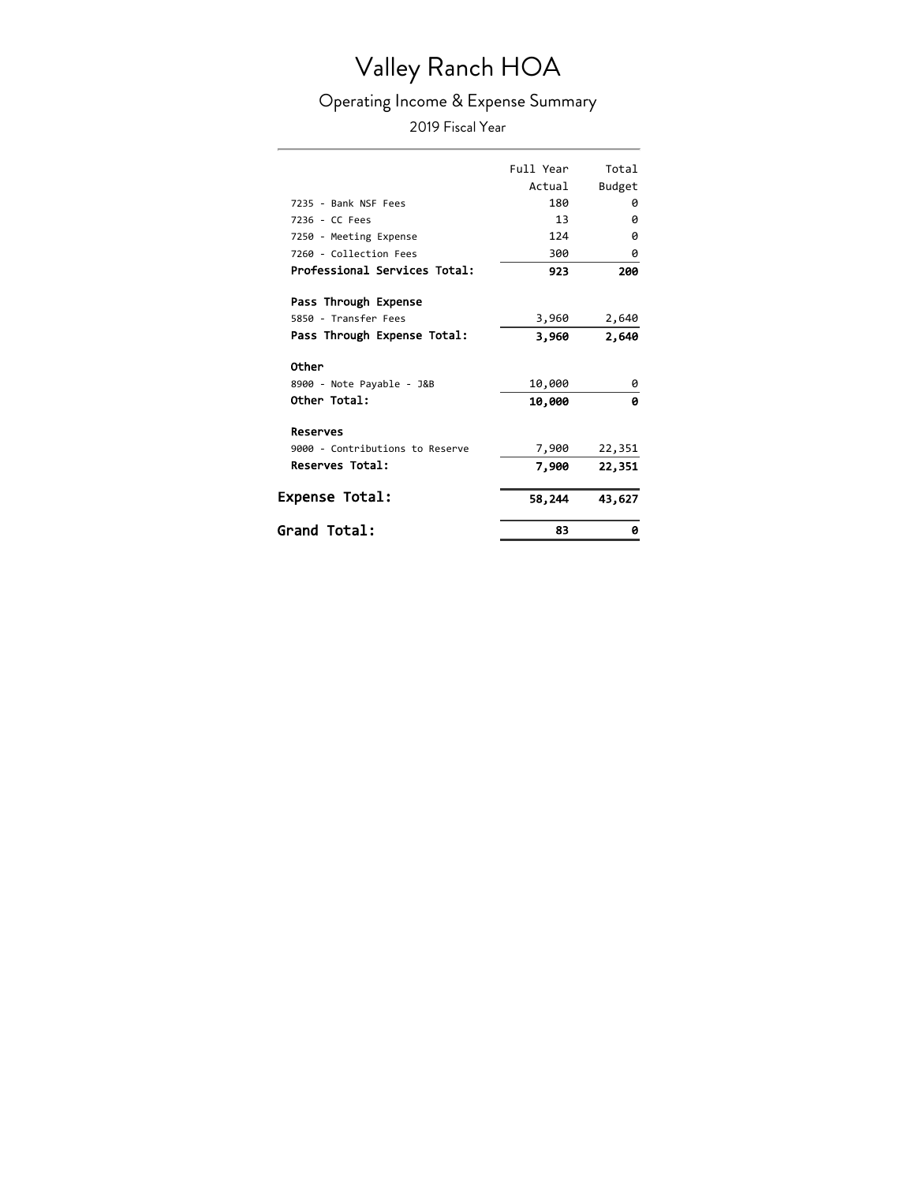# Valley Ranch HOA

## Operating Income & Expense Summary

### 2019 Fiscal Year

| | Full Year Actual | Total Budget |
|---|---|---|
| 7235 - Bank NSF Fees | 180 | 0 |
| 7236 - CC Fees | 13 | 0 |
| 7250 - Meeting Expense | 124 | 0 |
| 7260 - Collection Fees | 300 | 0 |
| **Professional Services Total:** | **923** | **200** |
| **Pass Through Expense** | | |
| 5850 - Transfer Fees | 3,960 | 2,640 |
| **Pass Through Expense Total:** | **3,960** | **2,640** |
| **Other** | | |
| 8900 - Note Payable - J&B | 10,000 | 0 |
| **Other Total:** | **10,000** | **0** |
| **Reserves** | | |
| 9000 - Contributions to Reserve | 7,900 | 22,351 |
| **Reserves Total:** | **7,900** | **22,351** |
| **Expense Total:** | **58,244** | **43,627** |
| **Grand Total:** | **83** | **0** |